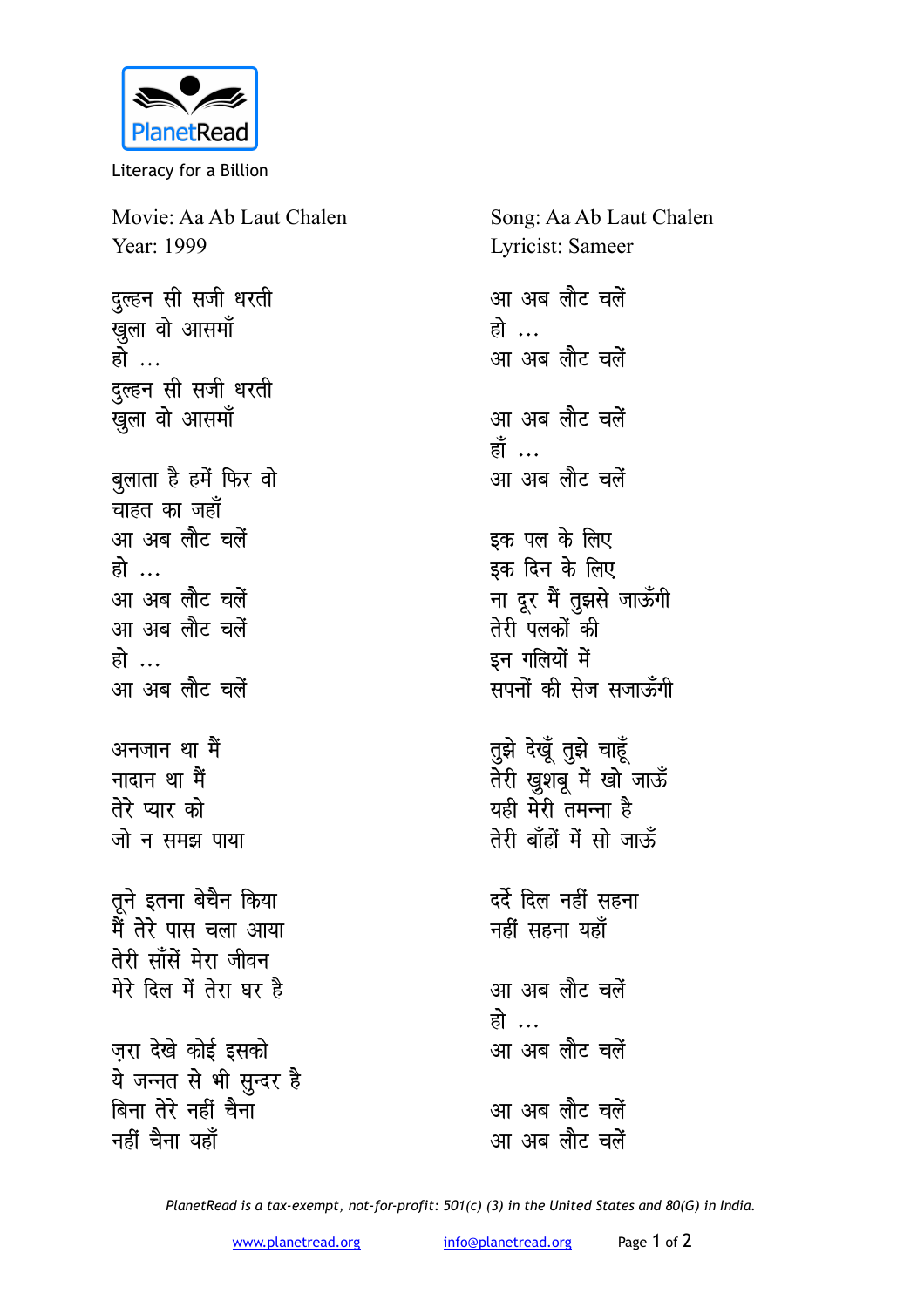PlanetRead

Literacy for a Billion

Movie: Aa Ab Laut Chalen
Year: 1999

Song: Aa Ab Laut Chalen
Lyricist: Sameer

दुल्हन सी सजी धरती
खुला वो आसमाँ
हो ...
दुल्हन सी सजी धरती
खुला वो आसमाँ

बुलाता है हमें फिर वो
चाहत का जहाँ
आ अब लौट चलें
हो ...
आ अब लौट चलें
आ अब लौट चलें
हो ...
आ अब लौट चलें

अनजान था मैं
नादान था मैं
तेरे प्यार को
जो न समझ पाया

तूने इतना बेचैन किया
मैं तेरे पास चला आया
तेरी साँसें मेरा जीवन
मेरे दिल में तेरा घर है

ज़रा देखे कोई इसको
ये जन्नत से भी सुन्दर है
बिना तेरे नहीं चैना
नहीं चैना यहाँ

आ अब लौट चलें
हो ...
आ अब लौट चलें

आ अब लौट चलें
हाँ ...
आ अब लौट चलें

इक पल के लिए
इक दिन के लिए
ना दूर मैं तुझसे जाऊँगी
तेरी पलकों की
इन गलियों में
सपनों की सेज सजाऊँगी

तुझे देखूँ तुझे चाहूँ
तेरी खुशबू में खो जाऊँ
यही मेरी तमन्ना है
तेरी बाँहों में सो जाऊँ

दर्दे दिल नहीं सहना
नहीं सहना यहाँ

आ अब लौट चलें
हो ...
आ अब लौट चलें

आ अब लौट चलें
आ अब लौट चलें

*PlanetRead is a tax-exempt, not-for-profit: 501(c) (3) in the United States and 80(G) in India.*

www.planetread.org info@planetread.org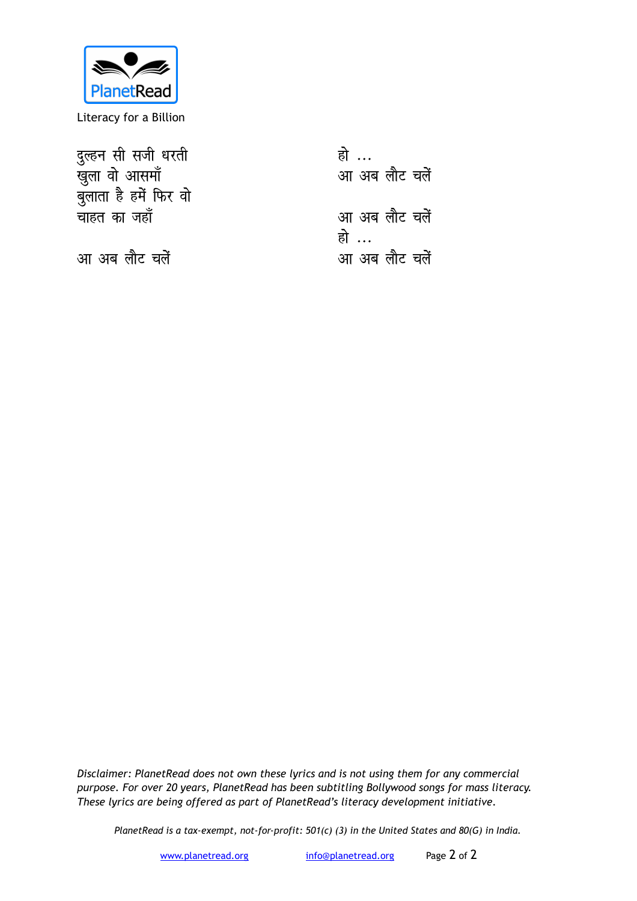Literacy for a Billion

दुल्हन सी सजी धरती
खुला वो आसमाँ
बुलाता है हमें फिर वो
चाहत का जहाँ

आ अब लौट चलें

हो ...
आ अब लौट चलें

आ अब लौट चलें
हो ...
आ अब लौट चलें

*Disclaimer: PlanetRead does not own these lyrics and is not using them for any commercial purpose. For over 20 years, PlanetRead has been subtitling Bollywood songs for mass literacy. These lyrics are being offered as part of PlanetRead's literacy development initiative.*

*PlanetRead is a tax-exempt, not-for-profit: 501(c) (3) in the United States and 80(G) in India.*

www.planetread.org    info@planetread.org